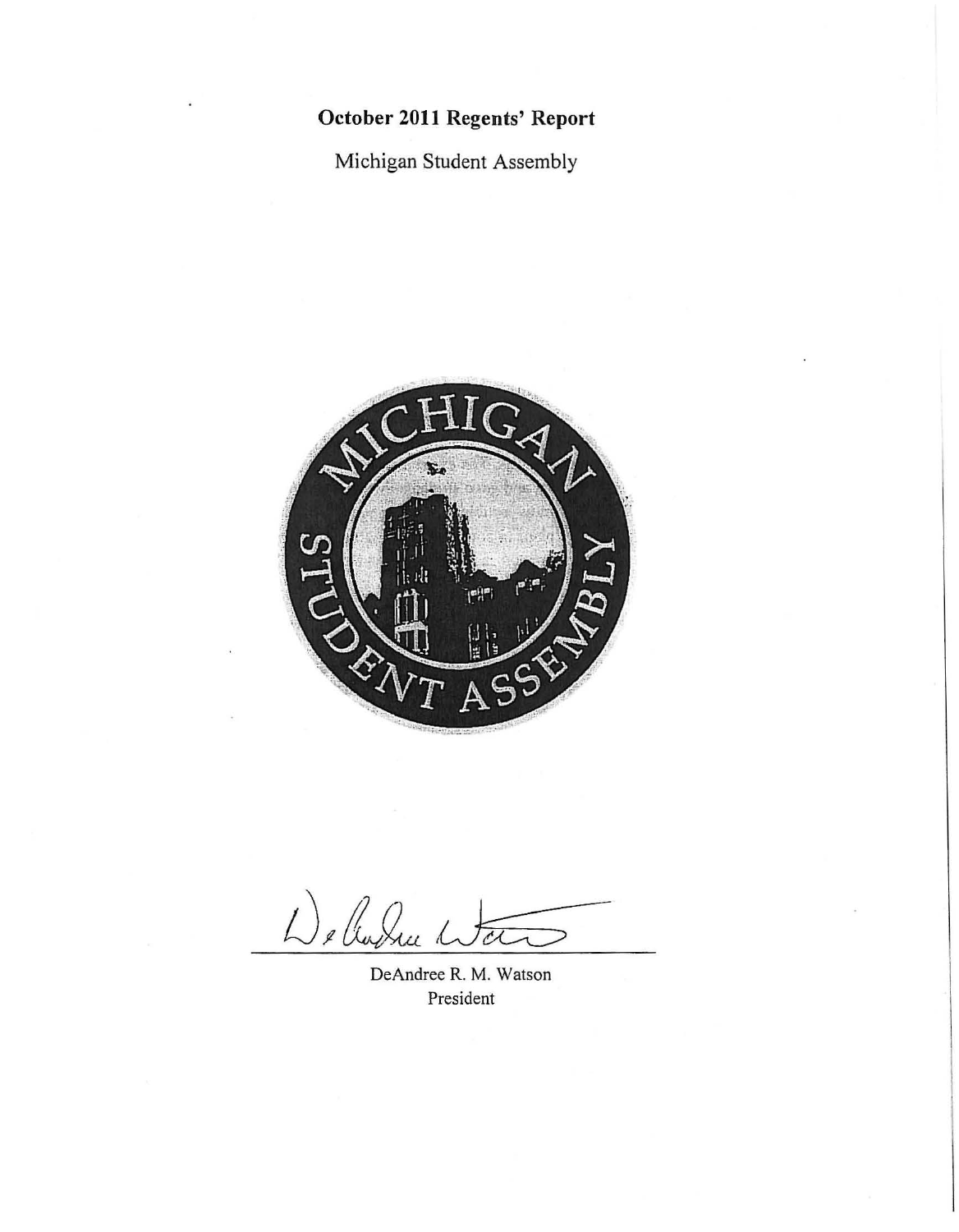# October 2011 Regents' Report

Michigan Student Assembly

DeAndree R. M. Watson
President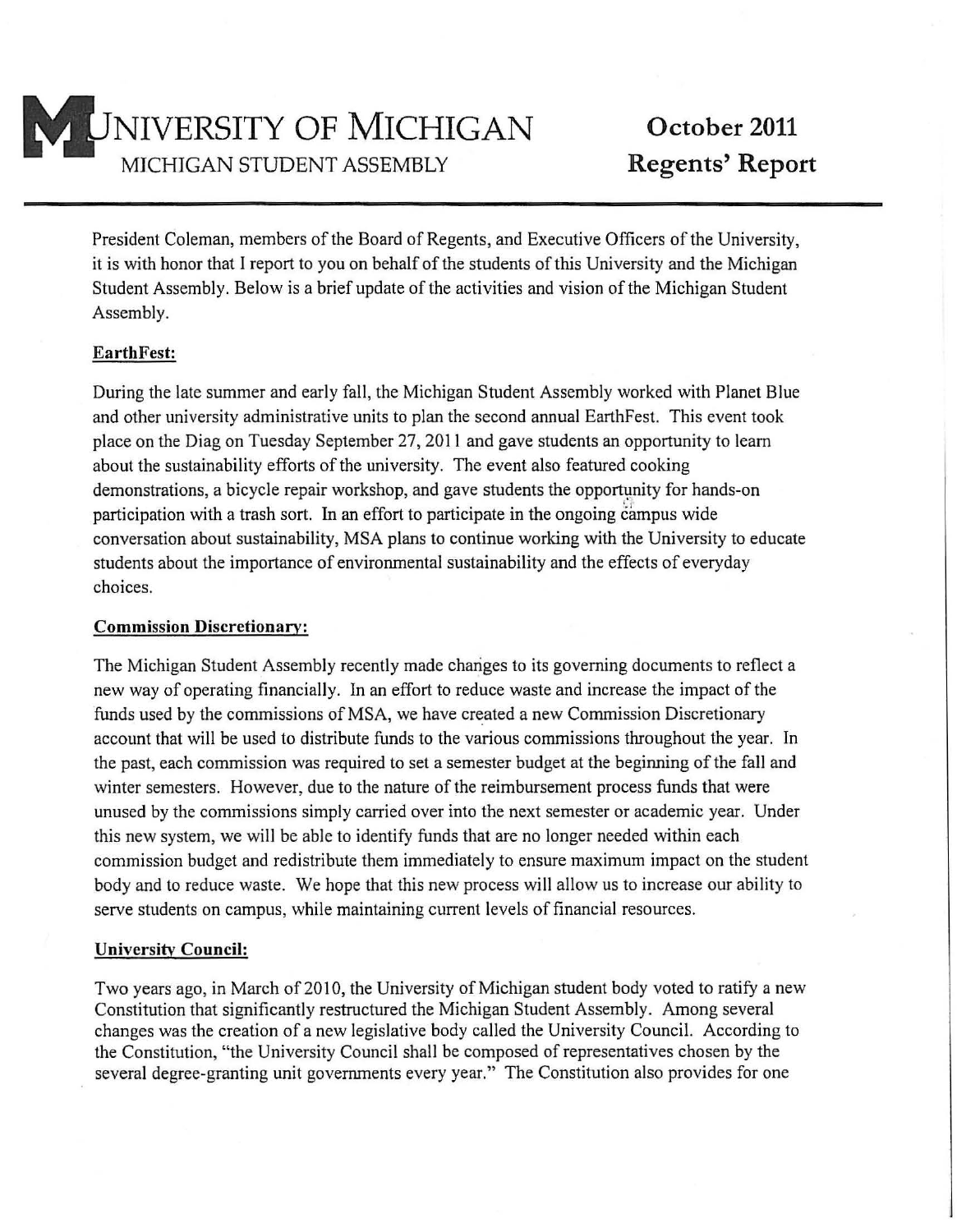# UNIVERSITY OF MICHIGAN

MICHIGAN STUDENT ASSEMBLY

**October 2011**
**Regents' Report**

---

President Coleman, members of the Board of Regents, and Executive Officers of the University, it is with honor that I report to you on behalf of the students of this University and the Michigan Student Assembly. Below is a brief update of the activities and vision of the Michigan Student Assembly.

**EarthFest:**

During the late summer and early fall, the Michigan Student Assembly worked with Planet Blue and other university administrative units to plan the second annual EarthFest. This event took place on the Diag on Tuesday September 27, 2011 and gave students an opportunity to learn about the sustainability efforts of the university. The event also featured cooking demonstrations, a bicycle repair workshop, and gave students the opportunity for hands-on participation with a trash sort. In an effort to participate in the ongoing campus wide conversation about sustainability, MSA plans to continue working with the University to educate students about the importance of environmental sustainability and the effects of everyday choices.

**Commission Discretionary:**

The Michigan Student Assembly recently made changes to its governing documents to reflect a new way of operating financially. In an effort to reduce waste and increase the impact of the funds used by the commissions of MSA, we have created a new Commission Discretionary account that will be used to distribute funds to the various commissions throughout the year. In the past, each commission was required to set a semester budget at the beginning of the fall and winter semesters. However, due to the nature of the reimbursement process funds that were unused by the commissions simply carried over into the next semester or academic year. Under this new system, we will be able to identify funds that are no longer needed within each commission budget and redistribute them immediately to ensure maximum impact on the student body and to reduce waste. We hope that this new process will allow us to increase our ability to serve students on campus, while maintaining current levels of financial resources.

**University Council:**

Two years ago, in March of 2010, the University of Michigan student body voted to ratify a new Constitution that significantly restructured the Michigan Student Assembly. Among several changes was the creation of a new legislative body called the University Council. According to the Constitution, "the University Council shall be composed of representatives chosen by the several degree-granting unit governments every year." The Constitution also provides for one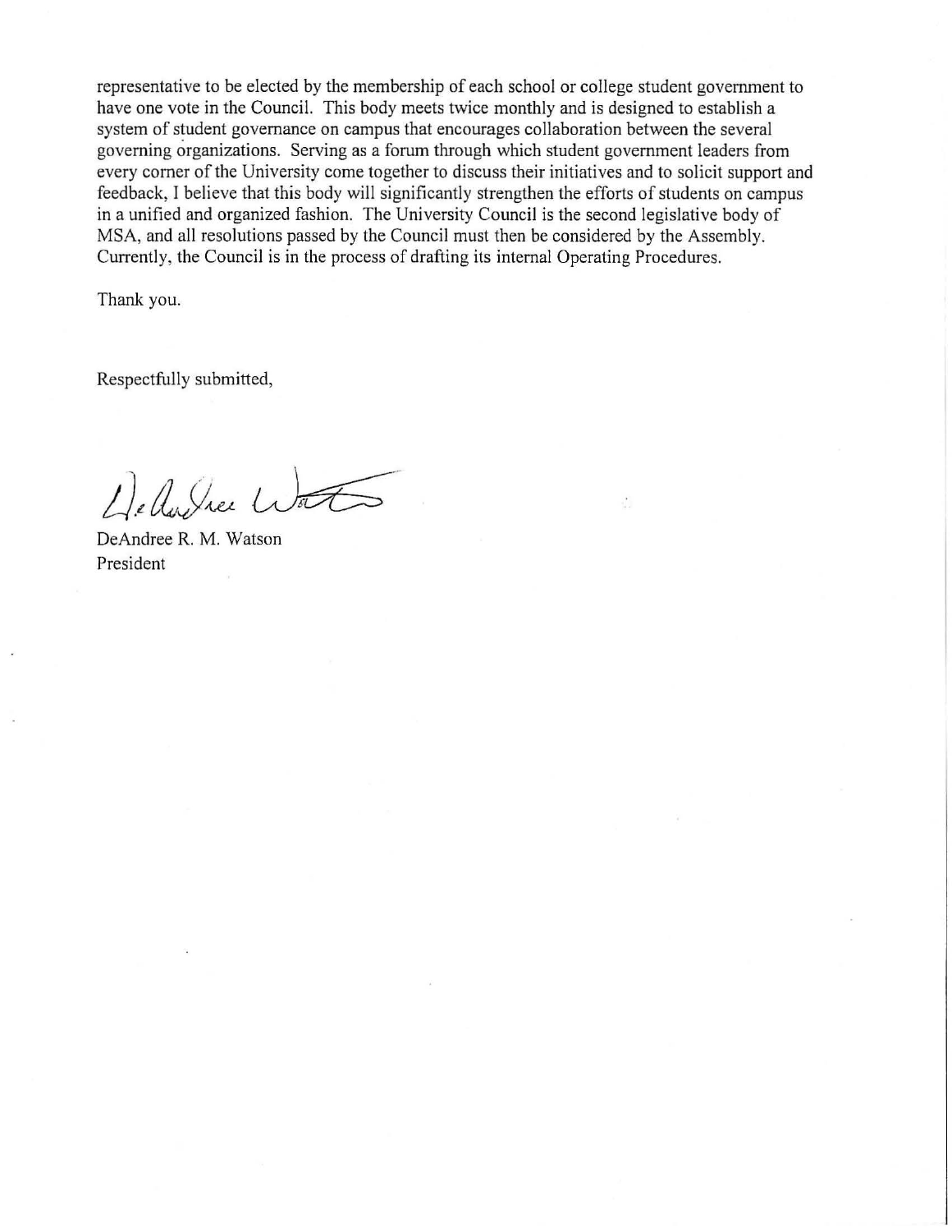representative to be elected by the membership of each school or college student government to have one vote in the Council. This body meets twice monthly and is designed to establish a system of student governance on campus that encourages collaboration between the several governing organizations. Serving as a forum through which student government leaders from every corner of the University come together to discuss their initiatives and to solicit support and feedback, I believe that this body will significantly strengthen the efforts of students on campus in a unified and organized fashion. The University Council is the second legislative body of MSA, and all resolutions passed by the Council must then be considered by the Assembly. Currently, the Council is in the process of drafting its internal Operating Procedures.

Thank you.

Respectfully submitted,

DeAndree Watson

DeAndree R. M. Watson
President